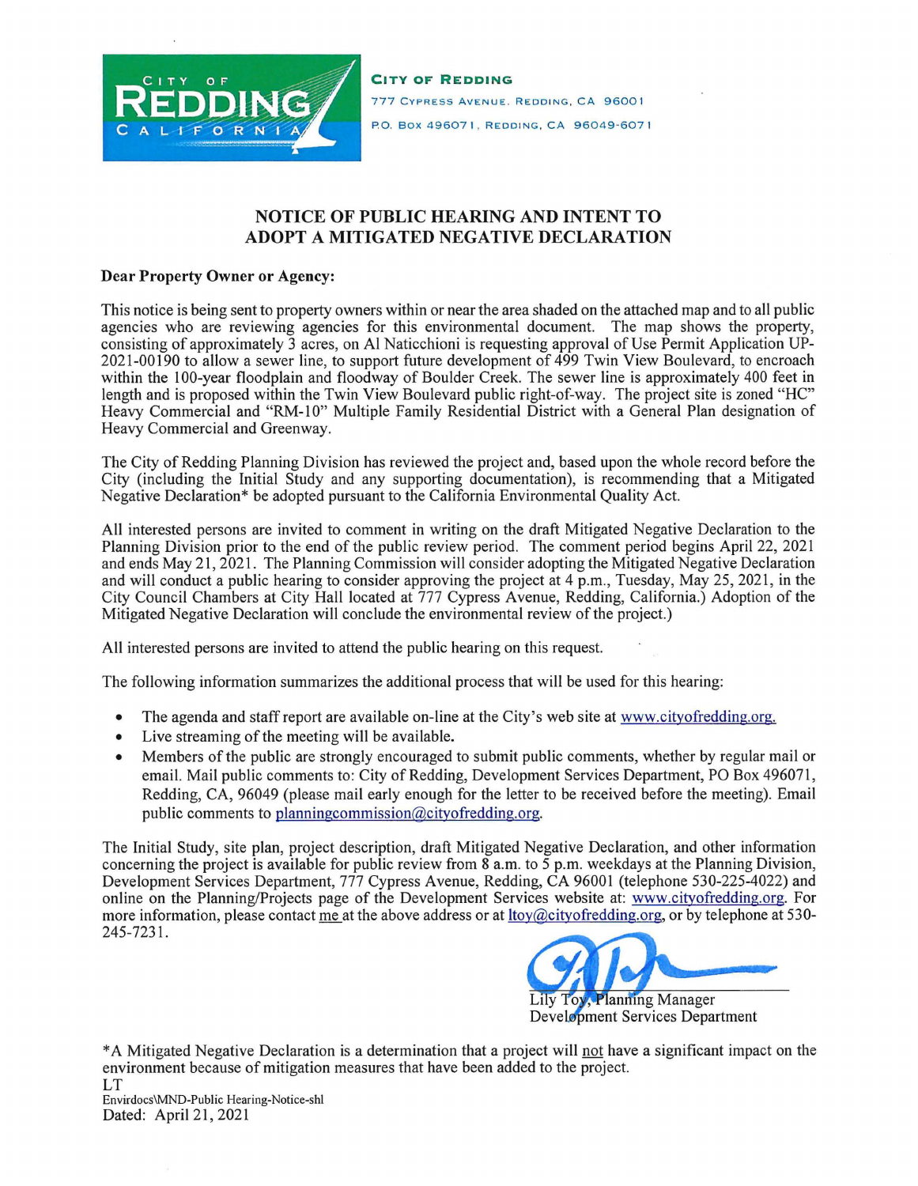**CITY OF REDDING**
777 CYPRESS AVENUE, REDDING, CA 96001
P.O. BOX 496071, REDDING, CA 96049-6071

## NOTICE OF PUBLIC HEARING AND INTENT TO ADOPT A MITIGATED NEGATIVE DECLARATION

**Dear Property Owner or Agency:**

This notice is being sent to property owners within or near the area shaded on the attached map and to all public agencies who are reviewing agencies for this environmental document. The map shows the property, consisting of approximately 3 acres, on Al Naticchioni is requesting approval of Use Permit Application UP-2021-00190 to allow a sewer line, to support future development of 499 Twin View Boulevard, to encroach within the 100-year floodplain and floodway of Boulder Creek. The sewer line is approximately 400 feet in length and is proposed within the Twin View Boulevard public right-of-way. The project site is zoned "HC" Heavy Commercial and "RM-10" Multiple Family Residential District with a General Plan designation of Heavy Commercial and Greenway.

The City of Redding Planning Division has reviewed the project and, based upon the whole record before the City (including the Initial Study and any supporting documentation), is recommending that a Mitigated Negative Declaration* be adopted pursuant to the California Environmental Quality Act.

All interested persons are invited to comment in writing on the draft Mitigated Negative Declaration to the Planning Division prior to the end of the public review period. The comment period begins April 22, 2021 and ends May 21, 2021. The Planning Commission will consider adopting the Mitigated Negative Declaration and will conduct a public hearing to consider approving the project at 4 p.m., Tuesday, May 25, 2021, in the City Council Chambers at City Hall located at 777 Cypress Avenue, Redding, California.) Adoption of the Mitigated Negative Declaration will conclude the environmental review of the project.)

All interested persons are invited to attend the public hearing on this request.

The following information summarizes the additional process that will be used for this hearing:

- The agenda and staff report are available on-line at the City's web site at www.cityofredding.org.
- Live streaming of the meeting will be available.
- Members of the public are strongly encouraged to submit public comments, whether by regular mail or email. Mail public comments to: City of Redding, Development Services Department, PO Box 496071, Redding, CA, 96049 (please mail early enough for the letter to be received before the meeting). Email public comments to planningcommission@cityofredding.org.

The Initial Study, site plan, project description, draft Mitigated Negative Declaration, and other information concerning the project is available for public review from 8 a.m. to 5 p.m. weekdays at the Planning Division, Development Services Department, 777 Cypress Avenue, Redding, CA 96001 (telephone 530-225-4022) and online on the Planning/Projects page of the Development Services website at: www.cityofredding.org. For more information, please contact me at the above address or at ltoy@cityofredding.org, or by telephone at 530-245-7231.

Lily Toy, Planning Manager
Development Services Department

*A Mitigated Negative Declaration is a determination that a project will not have a significant impact on the environment because of mitigation measures that have been added to the project.

LT
Envirdocs\MND-Public Hearing-Notice-shl
Dated: April 21, 2021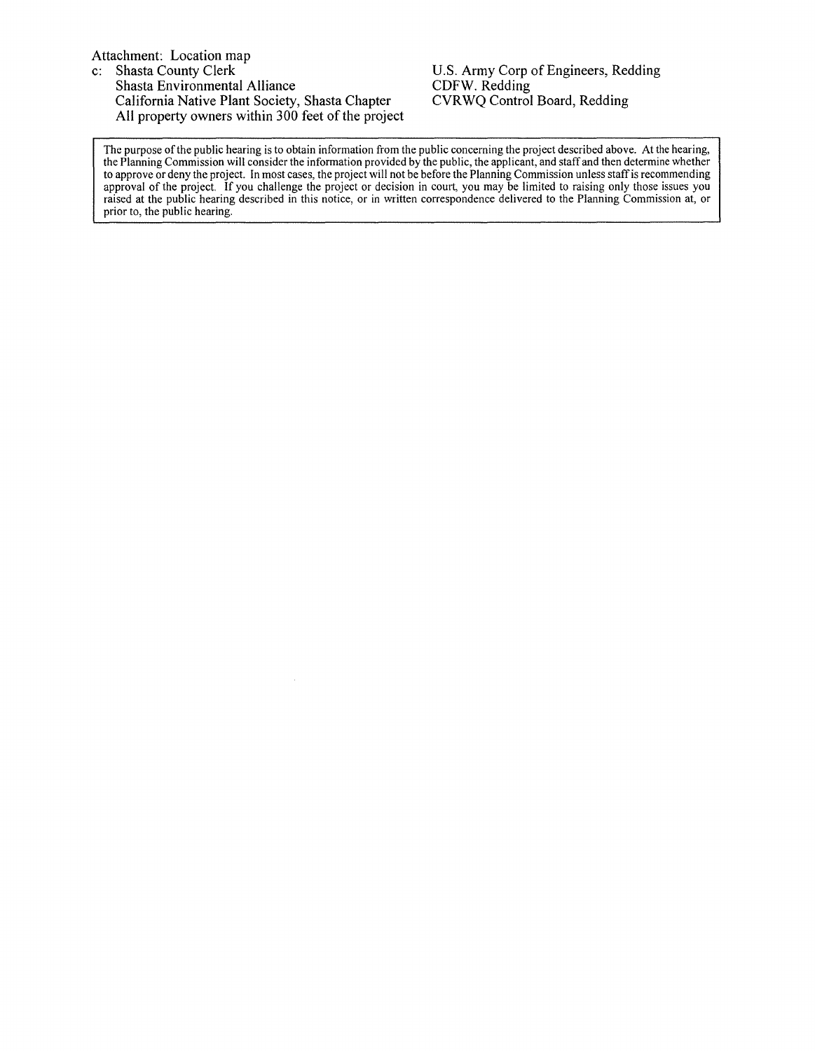Attachment: Location map

c: Shasta County Clerk
Shasta Environmental Alliance
California Native Plant Society, Shasta Chapter
All property owners within 300 feet of the project
U.S. Army Corp of Engineers, Redding
CDFW. Redding
CVRWQ Control Board, Redding

The purpose of the public hearing is to obtain information from the public concerning the project described above. At the hearing, the Planning Commission will consider the information provided by the public, the applicant, and staff and then determine whether to approve or deny the project. In most cases, the project will not be before the Planning Commission unless staff is recommending approval of the project. If you challenge the project or decision in court, you may be limited to raising only those issues you raised at the public hearing described in this notice, or in written correspondence delivered to the Planning Commission at, or prior to, the public hearing.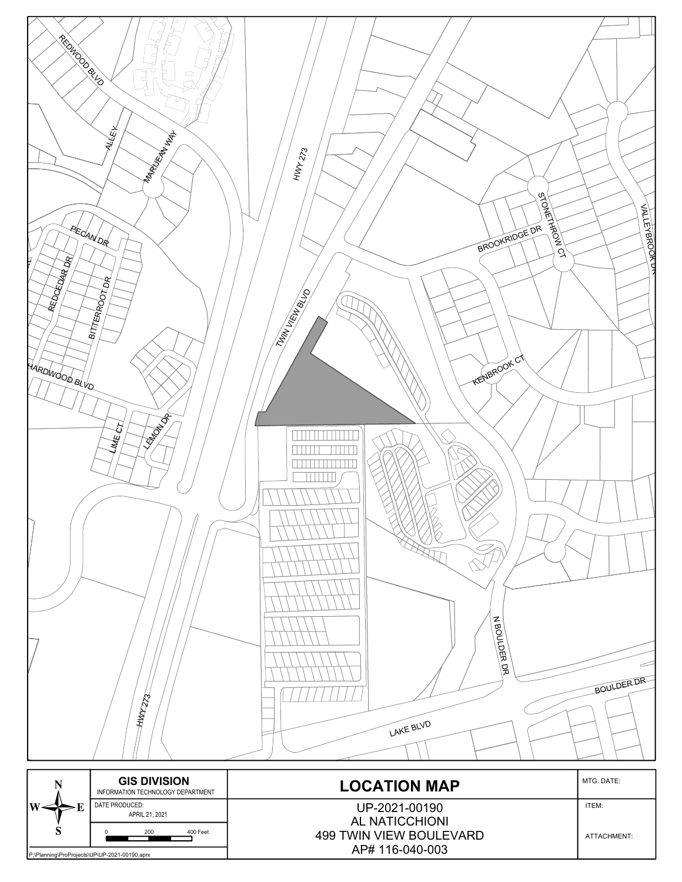REDWOOD BLVD

ALLEY

MARIJEAN WAY

HWY 273

PECAN DR

REDCEDAR DR

BITTERROOT DR

HARDWOOD BLVD

LIME CT

LEMON DR

TWIN VIEW BLVD

BROOKRIDGE DR

STONETHROW CT

VALLEYBROOK DR

KENBROOK CT

N BOULDER DR

BOULDER DR

LAKE BLVD

HWY 273

| | | | |
|---|---|---|---|
| N W E S | **GIS DIVISION** INFORMATION TECHNOLOGY DEPARTMENT | **LOCATION MAP** | MTG. DATE: |
| | DATE PRODUCED: APRIL 21, 2021 | UP-2021-00190 AL NATICCHIONI 499 TWIN VIEW BOULEVARD AP# 116-040-003 | ITEM: |
| | 0 200 400 Feet | | ATTACHMENT: |
| P:\Planning\ProProjects\UP\UP-2021-00190.aprx | | | |